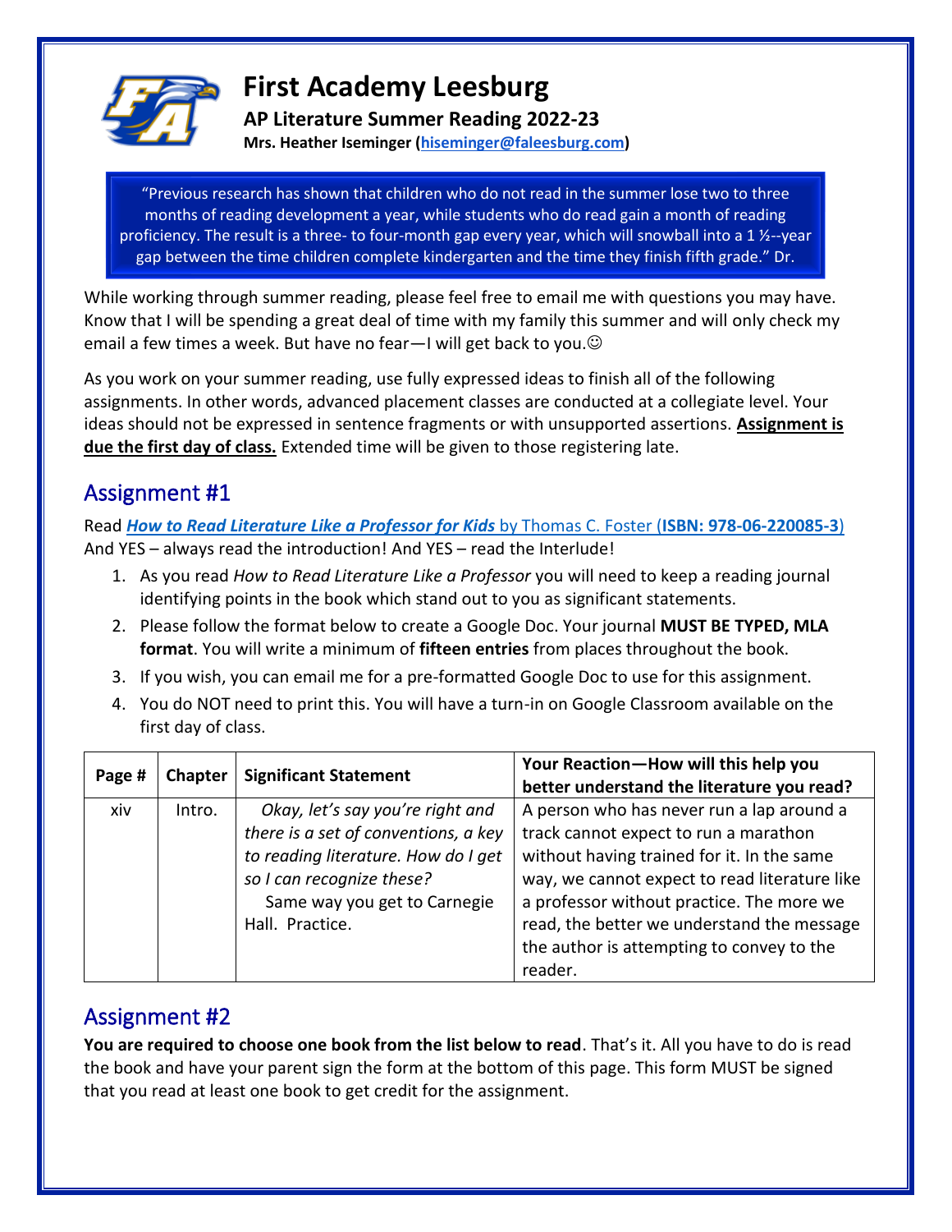# First Academy Leesburg

**AP Literature Summer Reading 2022-23**

**Mrs. Heather Iseminger (hiseminger@faleesburg.com)**

> "Previous research has shown that children who do not read in the summer lose two to three months of reading development a year, while students who do read gain a month of reading proficiency. The result is a three- to four-month gap every year, which will snowball into a 1 ½--year gap between the time children complete kindergarten and the time they finish fifth grade." Dr.

While working through summer reading, please feel free to email me with questions you may have. Know that I will be spending a great deal of time with my family this summer and will only check my email a few times a week. But have no fear—I will get back to you.☺

As you work on your summer reading, use fully expressed ideas to finish all of the following assignments. In other words, advanced placement classes are conducted at a collegiate level. Your ideas should not be expressed in sentence fragments or with unsupported assertions. **Assignment is due the first day of class.** Extended time will be given to those registering late.

## Assignment #1

Read ***How to Read Literature Like a Professor for Kids*** by Thomas C. Foster (**ISBN: 978-06-220085-3**)
And YES – always read the introduction! And YES – read the Interlude!

1. As you read *How to Read Literature Like a Professor* you will need to keep a reading journal identifying points in the book which stand out to you as significant statements.
2. Please follow the format below to create a Google Doc. Your journal **MUST BE TYPED, MLA format**. You will write a minimum of **fifteen entries** from places throughout the book.
3. If you wish, you can email me for a pre-formatted Google Doc to use for this assignment.
4. You do NOT need to print this. You will have a turn-in on Google Classroom available on the first day of class.

| Page # | Chapter | Significant Statement | Your Reaction—How will this help you better understand the literature you read? |
|---|---|---|---|
| xiv | Intro. | *Okay, let's say you're right and there is a set of conventions, a key to reading literature. How do I get so I can recognize these?* Same way you get to Carnegie Hall. Practice. | A person who has never run a lap around a track cannot expect to run a marathon without having trained for it. In the same way, we cannot expect to read literature like a professor without practice. The more we read, the better we understand the message the author is attempting to convey to the reader. |

## Assignment #2

**You are required to choose one book from the list below to read**. That's it. All you have to do is read the book and have your parent sign the form at the bottom of this page. This form MUST be signed that you read at least one book to get credit for the assignment.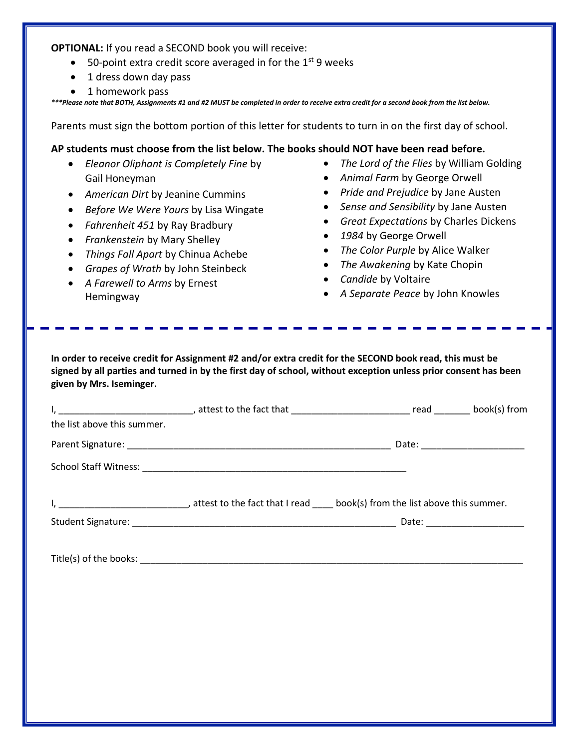**OPTIONAL:** If you read a SECOND book you will receive:

- 50-point extra credit score averaged in for the 1st 9 weeks
- 1 dress down day pass
- 1 homework pass

****\*Please note that BOTH, Assignments #1 and #2 MUST be completed in order to receive extra credit for a second book from the list below.***

Parents must sign the bottom portion of this letter for students to turn in on the first day of school.

**AP students must choose from the list below. The books should NOT have been read before.**

- *Eleanor Oliphant is Completely Fine* by Gail Honeyman
- *American Dirt* by Jeanine Cummins
- *Before We Were Yours* by Lisa Wingate
- *Fahrenheit 451* by Ray Bradbury
- *Frankenstein* by Mary Shelley
- *Things Fall Apart* by Chinua Achebe
- *Grapes of Wrath* by John Steinbeck
- *A Farewell to Arms* by Ernest Hemingway
- *The Lord of the Flies* by William Golding
- *Animal Farm* by George Orwell
- *Pride and Prejudice* by Jane Austen
- *Sense and Sensibility* by Jane Austen
- *Great Expectations* by Charles Dickens
- *1984* by George Orwell
- *The Color Purple* by Alice Walker
- *The Awakening* by Kate Chopin
- *Candide* by Voltaire
- *A Separate Peace* by John Knowles

---

**In order to receive credit for Assignment #2 and/or extra credit for the SECOND book read, this must be signed by all parties and turned in by the first day of school, without exception unless prior consent has been given by Mrs. Iseminger.**

I, _________________________, attest to the fact that ______________________ read _______ book(s) from the list above this summer.

Parent Signature: __________________________________________________ Date: ___________________

School Staff Witness: __________________________________________________

I, _________________________, attest to the fact that I read ____ book(s) from the list above this summer.

Student Signature: __________________________________________________ Date: ___________________

Title(s) of the books: __________________________________________________________________________